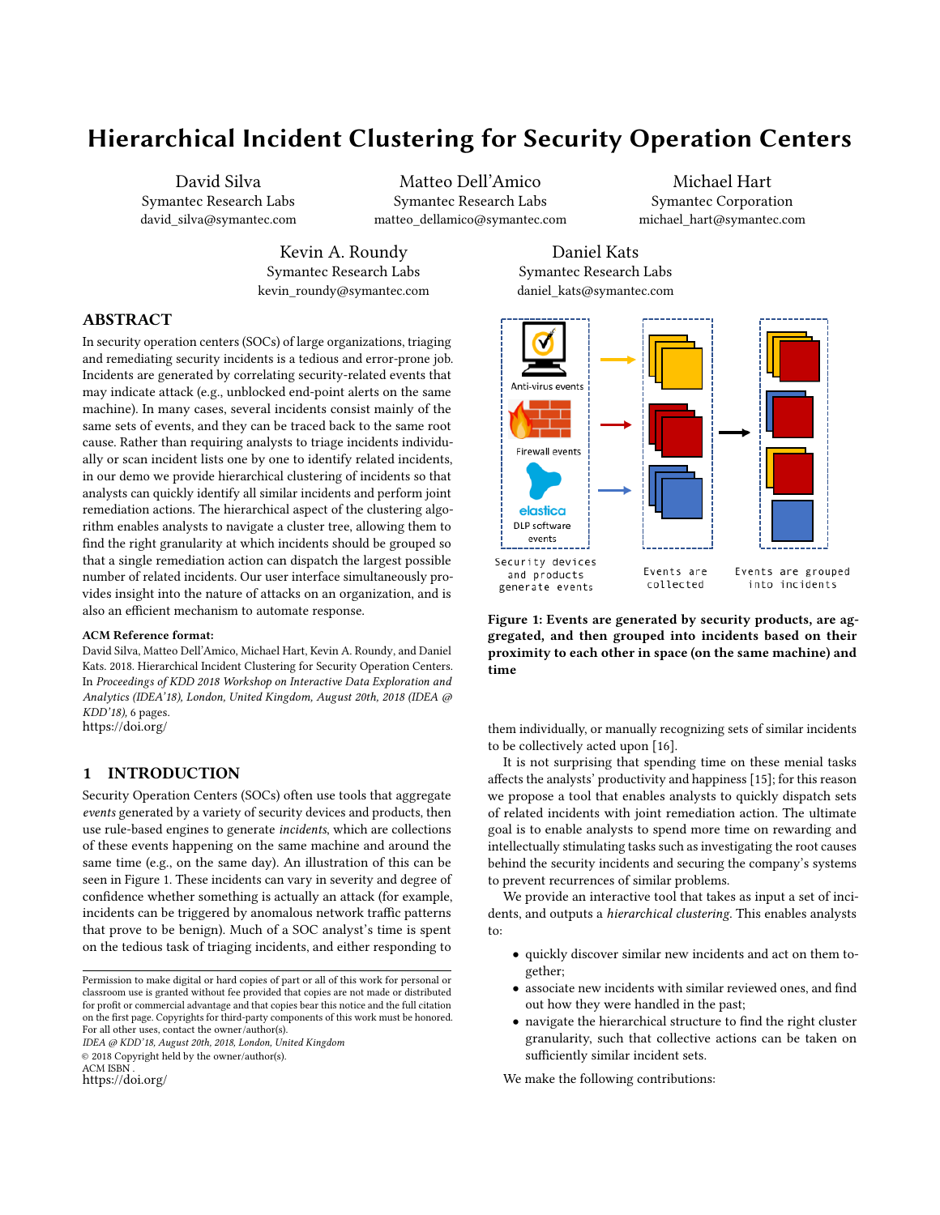# Hierarchical Incident Clustering for Security Operation Centers

David Silva
Symantec Research Labs
david_silva@symantec.com

Matteo Dell'Amico
Symantec Research Labs
matteo_dellamico@symantec.com

Michael Hart
Symantec Corporation
michael_hart@symantec.com

Kevin A. Roundy
Symantec Research Labs
kevin_roundy@symantec.com

Daniel Kats
Symantec Research Labs
daniel_kats@symantec.com

## ABSTRACT

In security operation centers (SOCs) of large organizations, triaging and remediating security incidents is a tedious and error-prone job. Incidents are generated by correlating security-related events that may indicate attack (e.g., unblocked end-point alerts on the same machine). In many cases, several incidents consist mainly of the same sets of events, and they can be traced back to the same root cause. Rather than requiring analysts to triage incidents individually or scan incident lists one by one to identify related incidents, in our demo we provide hierarchical clustering of incidents so that analysts can quickly identify all similar incidents and perform joint remediation actions. The hierarchical aspect of the clustering algorithm enables analysts to navigate a cluster tree, allowing them to find the right granularity at which incidents should be grouped so that a single remediation action can dispatch the largest possible number of related incidents. Our user interface simultaneously provides insight into the nature of attacks on an organization, and is also an efficient mechanism to automate response.

**ACM Reference format:**
David Silva, Matteo Dell'Amico, Michael Hart, Kevin A. Roundy, and Daniel Kats. 2018. Hierarchical Incident Clustering for Security Operation Centers. In *Proceedings of KDD 2018 Workshop on Interactive Data Exploration and Analytics (IDEA'18), London, United Kingdom, August 20th, 2018 (IDEA @ KDD'18),* 6 pages.
https://doi.org/

## 1 INTRODUCTION

Security Operation Centers (SOCs) often use tools that aggregate *events* generated by a variety of security devices and products, then use rule-based engines to generate *incidents*, which are collections of these events happening on the same machine and around the same time (e.g., on the same day). An illustration of this can be seen in Figure 1. These incidents can vary in severity and degree of confidence whether something is actually an attack (for example, incidents can be triggered by anomalous network traffic patterns that prove to be benign). Much of a SOC analyst's time is spent on the tedious task of triaging incidents, and either responding to them individually, or manually recognizing sets of similar incidents to be collectively acted upon [16].

Figure 1: Events are generated by security products, are aggregated, and then grouped into incidents based on their proximity to each other in space (on the same machine) and time

It is not surprising that spending time on these menial tasks affects the analysts' productivity and happiness [15]; for this reason we propose a tool that enables analysts to quickly dispatch sets of related incidents with joint remediation action. The ultimate goal is to enable analysts to spend more time on rewarding and intellectually stimulating tasks such as investigating the root causes behind the security incidents and securing the company's systems to prevent recurrences of similar problems.

We provide an interactive tool that takes as input a set of incidents, and outputs a *hierarchical clustering*. This enables analysts to:

- quickly discover similar new incidents and act on them together;
- associate new incidents with similar reviewed ones, and find out how they were handled in the past;
- navigate the hierarchical structure to find the right cluster granularity, such that collective actions can be taken on sufficiently similar incident sets.

We make the following contributions:

Permission to make digital or hard copies of part or all of this work for personal or classroom use is granted without fee provided that copies are not made or distributed for profit or commercial advantage and that copies bear this notice and the full citation on the first page. Copyrights for third-party components of this work must be honored. For all other uses, contact the owner/author(s).
*IDEA @ KDD'18, August 20th, 2018, London, United Kingdom*
© 2018 Copyright held by the owner/author(s).
ACM ISBN .
https://doi.org/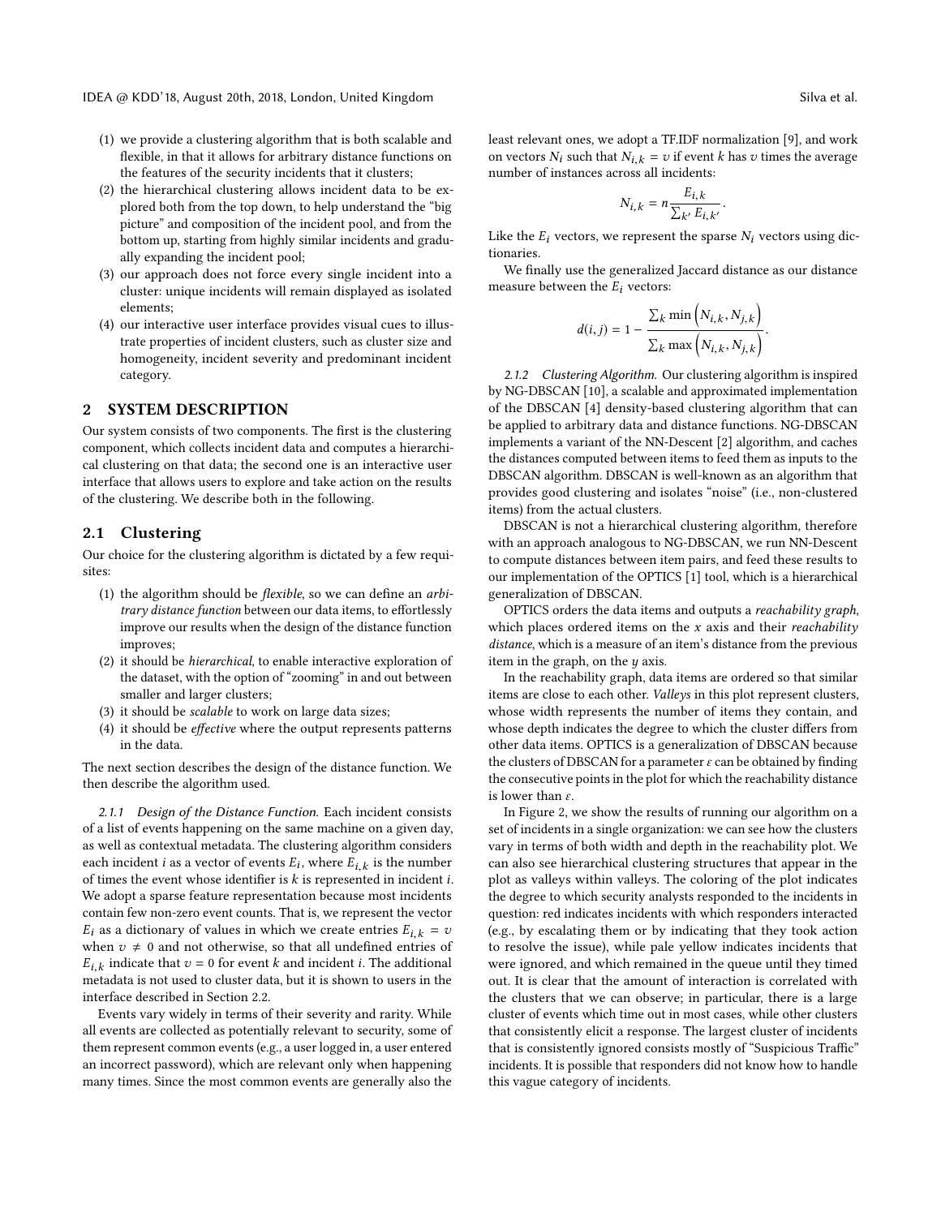(1) we provide a clustering algorithm that is both scalable and flexible, in that it allows for arbitrary distance functions on the features of the security incidents that it clusters;
(2) the hierarchical clustering allows incident data to be explored both from the top down, to help understand the "big picture" and composition of the incident pool, and from the bottom up, starting from highly similar incidents and gradually expanding the incident pool;
(3) our approach does not force every single incident into a cluster: unique incidents will remain displayed as isolated elements;
(4) our interactive user interface provides visual cues to illustrate properties of incident clusters, such as cluster size and homogeneity, incident severity and predominant incident category.

## 2 SYSTEM DESCRIPTION

Our system consists of two components. The first is the clustering component, which collects incident data and computes a hierarchical clustering on that data; the second one is an interactive user interface that allows users to explore and take action on the results of the clustering. We describe both in the following.

### 2.1 Clustering

Our choice for the clustering algorithm is dictated by a few requisites:

(1) the algorithm should be *flexible*, so we can define an *arbitrary distance function* between our data items, to effortlessly improve our results when the design of the distance function improves;
(2) it should be *hierarchical*, to enable interactive exploration of the dataset, with the option of "zooming" in and out between smaller and larger clusters;
(3) it should be *scalable* to work on large data sizes;
(4) it should be *effective* where the output represents patterns in the data.

The next section describes the design of the distance function. We then describe the algorithm used.

*2.1.1 Design of the Distance Function.* Each incident consists of a list of events happening on the same machine on a given day, as well as contextual metadata. The clustering algorithm considers each incident $i$ as a vector of events $E_i$, where $E_{i,k}$ is the number of times the event whose identifier is $k$ is represented in incident $i$. We adopt a sparse feature representation because most incidents contain few non-zero event counts. That is, we represent the vector $E_i$ as a dictionary of values in which we create entries $E_{i,k} = v$ when $v \neq 0$ and not otherwise, so that all undefined entries of $E_{i,k}$ indicate that $v = 0$ for event $k$ and incident $i$. The additional metadata is not used to cluster data, but it is shown to users in the interface described in Section 2.2.

Events vary widely in terms of their severity and rarity. While all events are collected as potentially relevant to security, some of them represent common events (e.g., a user logged in, a user entered an incorrect password), which are relevant only when happening many times. Since the most common events are generally also the least relevant ones, we adopt a TF.IDF normalization [9], and work on vectors $N_i$ such that $N_{i,k} = v$ if event $k$ has $v$ times the average number of instances across all incidents:

$$N_{i,k} = n \frac{E_{i,k}}{\sum_{k'} E_{i,k'}}.$$

Like the $E_i$ vectors, we represent the sparse $N_i$ vectors using dictionaries.

We finally use the generalized Jaccard distance as our distance measure between the $E_i$ vectors:

$$d(i,j) = 1 - \frac{\sum_k \min\left(N_{i,k}, N_{j,k}\right)}{\sum_k \max\left(N_{i,k}, N_{j,k}\right)}.$$

*2.1.2 Clustering Algorithm.* Our clustering algorithm is inspired by NG-DBSCAN [10], a scalable and approximated implementation of the DBSCAN [4] density-based clustering algorithm that can be applied to arbitrary data and distance functions. NG-DBSCAN implements a variant of the NN-Descent [2] algorithm, and caches the distances computed between items to feed them as inputs to the DBSCAN algorithm. DBSCAN is well-known as an algorithm that provides good clustering and isolates "noise" (i.e., non-clustered items) from the actual clusters.

DBSCAN is not a hierarchical clustering algorithm, therefore with an approach analogous to NG-DBSCAN, we run NN-Descent to compute distances between item pairs, and feed these results to our implementation of the OPTICS [1] tool, which is a hierarchical generalization of DBSCAN.

OPTICS orders the data items and outputs a *reachability graph*, which places ordered items on the $x$ axis and their *reachability distance*, which is a measure of an item's distance from the previous item in the graph, on the $y$ axis.

In the reachability graph, data items are ordered so that similar items are close to each other. *Valleys* in this plot represent clusters, whose width represents the number of items they contain, and whose depth indicates the degree to which the cluster differs from other data items. OPTICS is a generalization of DBSCAN because the clusters of DBSCAN for a parameter $\varepsilon$ can be obtained by finding the consecutive points in the plot for which the reachability distance is lower than $\varepsilon$.

In Figure 2, we show the results of running our algorithm on a set of incidents in a single organization: we can see how the clusters vary in terms of both width and depth in the reachability plot. We can also see hierarchical clustering structures that appear in the plot as valleys within valleys. The coloring of the plot indicates the degree to which security analysts responded to the incidents in question: red indicates incidents with which responders interacted (e.g., by escalating them or by indicating that they took action to resolve the issue), while pale yellow indicates incidents that were ignored, and which remained in the queue until they timed out. It is clear that the amount of interaction is correlated with the clusters that we can observe; in particular, there is a large cluster of events which time out in most cases, while other clusters that consistently elicit a response. The largest cluster of incidents that is consistently ignored consists mostly of "Suspicious Traffic" incidents. It is possible that responders did not know how to handle this vague category of incidents.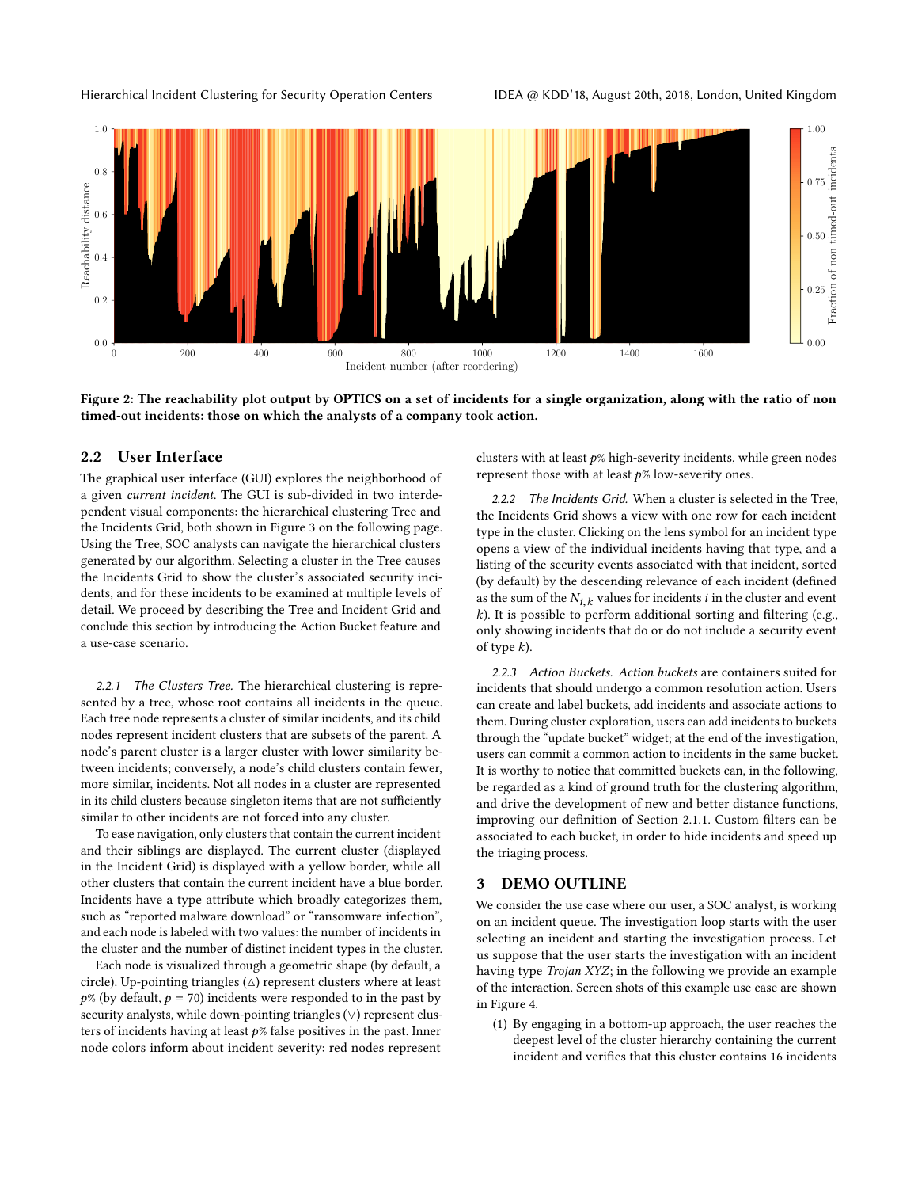Figure 2: The reachability plot output by OPTICS on a set of incidents for a single organization, along with the ratio of non timed-out incidents: those on which the analysts of a company took action.

## 2.2 User Interface

The graphical user interface (GUI) explores the neighborhood of a given *current incident*. The GUI is sub-divided in two interdependent visual components: the hierarchical clustering Tree and the Incidents Grid, both shown in Figure 3 on the following page. Using the Tree, SOC analysts can navigate the hierarchical clusters generated by our algorithm. Selecting a cluster in the Tree causes the Incidents Grid to show the cluster's associated security incidents, and for these incidents to be examined at multiple levels of detail. We proceed by describing the Tree and Incident Grid and conclude this section by introducing the Action Bucket feature and a use-case scenario.

*2.2.1 The Clusters Tree.* The hierarchical clustering is represented by a tree, whose root contains all incidents in the queue. Each tree node represents a cluster of similar incidents, and its child nodes represent incident clusters that are subsets of the parent. A node's parent cluster is a larger cluster with lower similarity between incidents; conversely, a node's child clusters contain fewer, more similar, incidents. Not all nodes in a cluster are represented in its child clusters because singleton items that are not sufficiently similar to other incidents are not forced into any cluster.

To ease navigation, only clusters that contain the current incident and their siblings are displayed. The current cluster (displayed in the Incident Grid) is displayed with a yellow border, while all other clusters that contain the current incident have a blue border. Incidents have a type attribute which broadly categorizes them, such as "reported malware download" or "ransomware infection", and each node is labeled with two values: the number of incidents in the cluster and the number of distinct incident types in the cluster.

Each node is visualized through a geometric shape (by default, a circle). Up-pointing triangles (△) represent clusters where at least $p$% (by default, $p = 70$) incidents were responded to in the past by security analysts, while down-pointing triangles (▽) represent clusters of incidents having at least $p$% false positives in the past. Inner node colors inform about incident severity: red nodes represent clusters with at least $p$% high-severity incidents, while green nodes represent those with at least $p$% low-severity ones.

*2.2.2 The Incidents Grid.* When a cluster is selected in the Tree, the Incidents Grid shows a view with one row for each incident type in the cluster. Clicking on the lens symbol for an incident type opens a view of the individual incidents having that type, and a listing of the security events associated with that incident, sorted (by default) by the descending relevance of each incident (defined as the sum of the $N_{i,k}$ values for incidents $i$ in the cluster and event $k$). It is possible to perform additional sorting and filtering (e.g., only showing incidents that do or do not include a security event of type $k$).

*2.2.3 Action Buckets. Action buckets* are containers suited for incidents that should undergo a common resolution action. Users can create and label buckets, add incidents and associate actions to them. During cluster exploration, users can add incidents to buckets through the "update bucket" widget; at the end of the investigation, users can commit a common action to incidents in the same bucket. It is worthy to notice that committed buckets can, in the following, be regarded as a kind of ground truth for the clustering algorithm, and drive the development of new and better distance functions, improving our definition of Section 2.1.1. Custom filters can be associated to each bucket, in order to hide incidents and speed up the triaging process.

## 3 DEMO OUTLINE

We consider the use case where our user, a SOC analyst, is working on an incident queue. The investigation loop starts with the user selecting an incident and starting the investigation process. Let us suppose that the user starts the investigation with an incident having type *Trojan XYZ*; in the following we provide an example of the interaction. Screen shots of this example use case are shown in Figure 4.

(1) By engaging in a bottom-up approach, the user reaches the deepest level of the cluster hierarchy containing the current incident and verifies that this cluster contains 16 incidents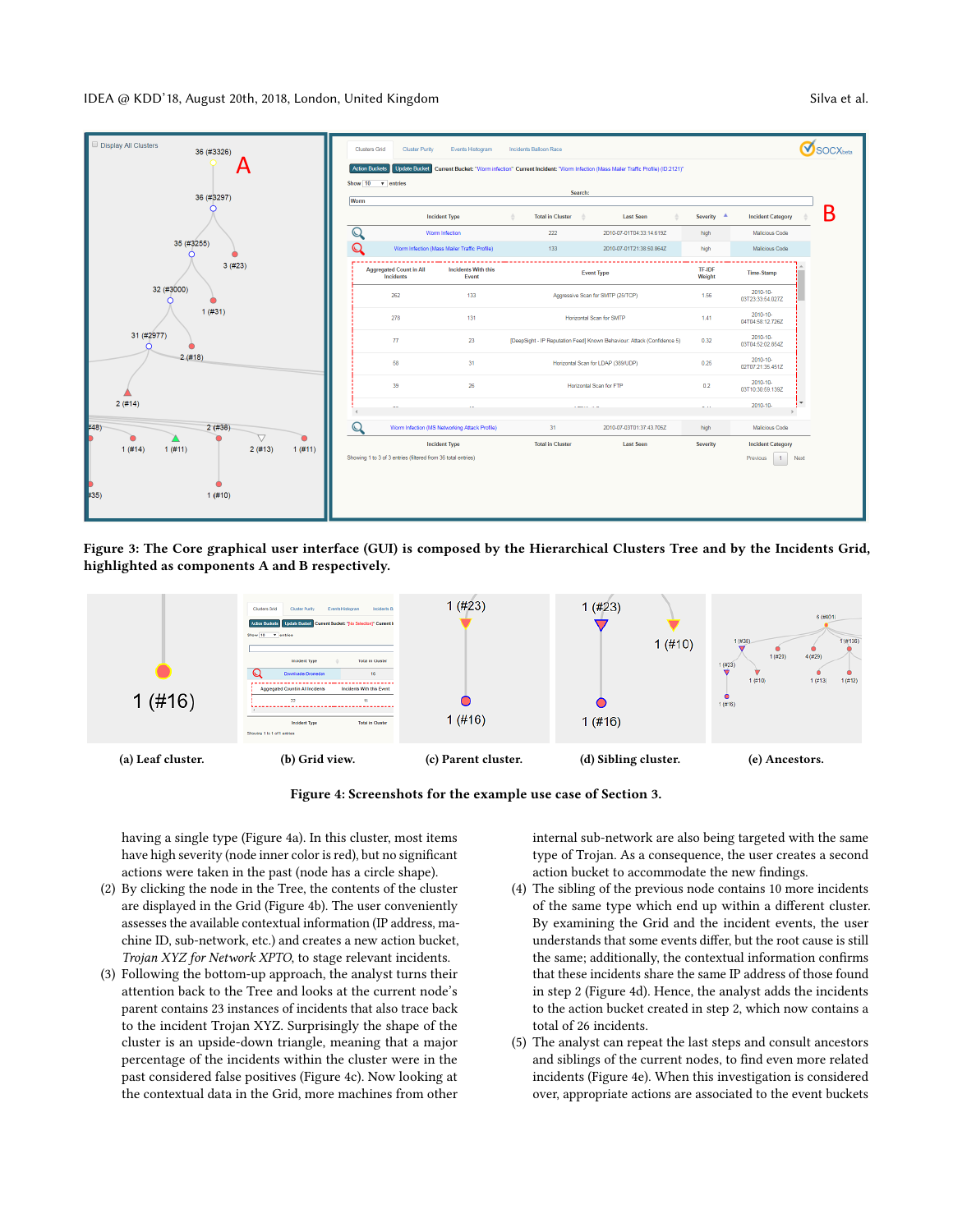Figure 3: The Core graphical user interface (GUI) is composed by the Hierarchical Clusters Tree and by the Incidents Grid, highlighted as components A and B respectively.

(a) Leaf cluster. (b) Grid view. (c) Parent cluster. (d) Sibling cluster. (e) Ancestors.

Figure 4: Screenshots for the example use case of Section 3.

having a single type (Figure 4a). In this cluster, most items have high severity (node inner color is red), but no significant actions were taken in the past (node has a circle shape).

(2) By clicking the node in the Tree, the contents of the cluster are displayed in the Grid (Figure 4b). The user conveniently assesses the available contextual information (IP address, machine ID, sub-network, etc.) and creates a new action bucket, *Trojan XYZ for Network XPTO*, to stage relevant incidents.

(3) Following the bottom-up approach, the analyst turns their attention back to the Tree and looks at the current node's parent contains 23 instances of incidents that also trace back to the incident Trojan XYZ. Surprisingly the shape of the cluster is an upside-down triangle, meaning that a major percentage of the incidents within the cluster were in the past considered false positives (Figure 4c). Now looking at the contextual data in the Grid, more machines from other internal sub-network are also being targeted with the same type of Trojan. As a consequence, the user creates a second action bucket to accommodate the new findings.

(4) The sibling of the previous node contains 10 more incidents of the same type which end up within a different cluster. By examining the Grid and the incident events, the user understands that some events differ, but the root cause is still the same; additionally, the contextual information confirms that these incidents share the same IP address of those found in step 2 (Figure 4d). Hence, the analyst adds the incidents to the action bucket created in step 2, which now contains a total of 26 incidents.

(5) The analyst can repeat the last steps and consult ancestors and siblings of the current nodes, to find even more related incidents (Figure 4e). When this investigation is considered over, appropriate actions are associated to the event buckets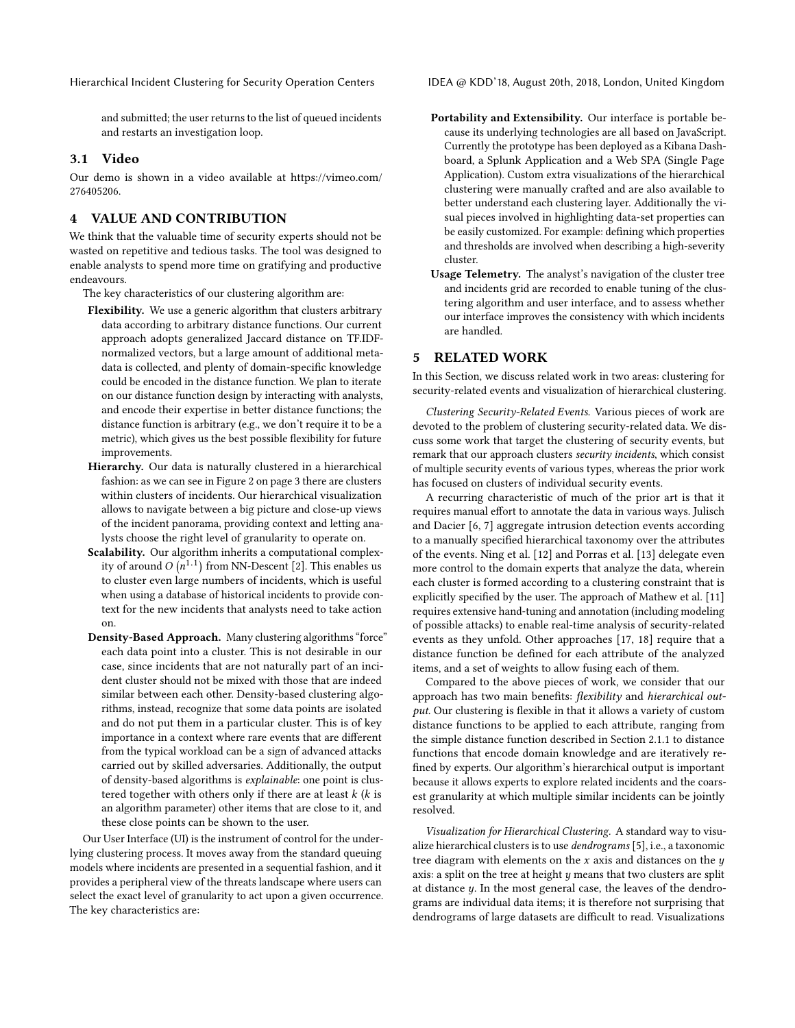and submitted; the user returns to the list of queued incidents and restarts an investigation loop.

## 3.1 Video

Our demo is shown in a video available at https://vimeo.com/276405206.

# 4 VALUE AND CONTRIBUTION

We think that the valuable time of security experts should not be wasted on repetitive and tedious tasks. The tool was designed to enable analysts to spend more time on gratifying and productive endeavours.

The key characteristics of our clustering algorithm are:

- **Flexibility.** We use a generic algorithm that clusters arbitrary data according to arbitrary distance functions. Our current approach adopts generalized Jaccard distance on TF.IDF-normalized vectors, but a large amount of additional metadata is collected, and plenty of domain-specific knowledge could be encoded in the distance function. We plan to iterate on our distance function design by interacting with analysts, and encode their expertise in better distance functions; the distance function is arbitrary (e.g., we don't require it to be a metric), which gives us the best possible flexibility for future improvements.
- **Hierarchy.** Our data is naturally clustered in a hierarchical fashion: as we can see in Figure 2 on page 3 there are clusters within clusters of incidents. Our hierarchical visualization allows to navigate between a big picture and close-up views of the incident panorama, providing context and letting analysts choose the right level of granularity to operate on.
- **Scalability.** Our algorithm inherits a computational complexity of around $O\left(n^{1.1}\right)$ from NN-Descent [2]. This enables us to cluster even large numbers of incidents, which is useful when using a database of historical incidents to provide context for the new incidents that analysts need to take action on.
- **Density-Based Approach.** Many clustering algorithms "force" each data point into a cluster. This is not desirable in our case, since incidents that are not naturally part of an incident cluster should not be mixed with those that are indeed similar between each other. Density-based clustering algorithms, instead, recognize that some data points are isolated and do not put them in a particular cluster. This is of key importance in a context where rare events that are different from the typical workload can be a sign of advanced attacks carried out by skilled adversaries. Additionally, the output of density-based algorithms is *explainable*: one point is clustered together with others only if there are at least $k$ ($k$ is an algorithm parameter) other items that are close to it, and these close points can be shown to the user.

Our User Interface (UI) is the instrument of control for the underlying clustering process. It moves away from the standard queuing models where incidents are presented in a sequential fashion, and it provides a peripheral view of the threats landscape where users can select the exact level of granularity to act upon a given occurrence. The key characteristics are:

- **Portability and Extensibility.** Our interface is portable because its underlying technologies are all based on JavaScript. Currently the prototype has been deployed as a Kibana Dashboard, a Splunk Application and a Web SPA (Single Page Application). Custom extra visualizations of the hierarchical clustering were manually crafted and are also available to better understand each clustering layer. Additionally the visual pieces involved in highlighting data-set properties can be easily customized. For example: defining which properties and thresholds are involved when describing a high-severity cluster.
- **Usage Telemetry.** The analyst's navigation of the cluster tree and incidents grid are recorded to enable tuning of the clustering algorithm and user interface, and to assess whether our interface improves the consistency with which incidents are handled.

# 5 RELATED WORK

In this Section, we discuss related work in two areas: clustering for security-related events and visualization of hierarchical clustering.

*Clustering Security-Related Events.* Various pieces of work are devoted to the problem of clustering security-related data. We discuss some work that target the clustering of security events, but remark that our approach clusters *security incidents*, which consist of multiple security events of various types, whereas the prior work has focused on clusters of individual security events.

A recurring characteristic of much of the prior art is that it requires manual effort to annotate the data in various ways. Julisch and Dacier [6, 7] aggregate intrusion detection events according to a manually specified hierarchical taxonomy over the attributes of the events. Ning et al. [12] and Porras et al. [13] delegate even more control to the domain experts that analyze the data, wherein each cluster is formed according to a clustering constraint that is explicitly specified by the user. The approach of Mathew et al. [11] requires extensive hand-tuning and annotation (including modeling of possible attacks) to enable real-time analysis of security-related events as they unfold. Other approaches [17, 18] require that a distance function be defined for each attribute of the analyzed items, and a set of weights to allow fusing each of them.

Compared to the above pieces of work, we consider that our approach has two main benefits: *flexibility* and *hierarchical output*. Our clustering is flexible in that it allows a variety of custom distance functions to be applied to each attribute, ranging from the simple distance function described in Section 2.1.1 to distance functions that encode domain knowledge and are iteratively refined by experts. Our algorithm's hierarchical output is important because it allows experts to explore related incidents and the coarsest granularity at which multiple similar incidents can be jointly resolved.

*Visualization for Hierarchical Clustering.* A standard way to visualize hierarchical clusters is to use *dendrograms* [5], i.e., a taxonomic tree diagram with elements on the $x$ axis and distances on the $y$ axis: a split on the tree at height $y$ means that two clusters are split at distance $y$. In the most general case, the leaves of the dendrograms are individual data items; it is therefore not surprising that dendrograms of large datasets are difficult to read. Visualizations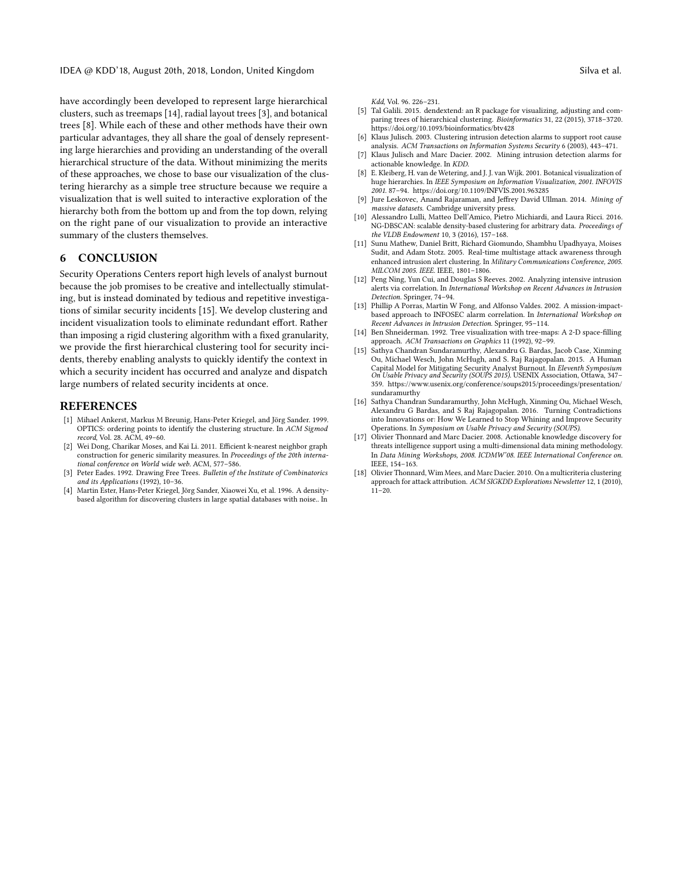have accordingly been developed to represent large hierarchical clusters, such as treemaps [14], radial layout trees [3], and botanical trees [8]. While each of these and other methods have their own particular advantages, they all share the goal of densely representing large hierarchies and providing an understanding of the overall hierarchical structure of the data. Without minimizing the merits of these approaches, we chose to base our visualization of the clustering hierarchy as a simple tree structure because we require a visualization that is well suited to interactive exploration of the hierarchy both from the bottom up and from the top down, relying on the right pane of our visualization to provide an interactive summary of the clusters themselves.

## 6 CONCLUSION

Security Operations Centers report high levels of analyst burnout because the job promises to be creative and intellectually stimulating, but is instead dominated by tedious and repetitive investigations of similar security incidents [15]. We develop clustering and incident visualization tools to eliminate redundant effort. Rather than imposing a rigid clustering algorithm with a fixed granularity, we provide the first hierarchical clustering tool for security incidents, thereby enabling analysts to quickly identify the context in which a security incident has occurred and analyze and dispatch large numbers of related security incidents at once.

## REFERENCES

[1] Mihael Ankerst, Markus M Breunig, Hans-Peter Kriegel, and Jörg Sander. 1999. OPTICS: ordering points to identify the clustering structure. In *ACM Sigmod record*, Vol. 28. ACM, 49–60.

[2] Wei Dong, Charikar Moses, and Kai Li. 2011. Efficient k-nearest neighbor graph construction for generic similarity measures. In *Proceedings of the 20th international conference on World wide web*. ACM, 577–586.

[3] Peter Eades. 1992. Drawing Free Trees. *Bulletin of the Institute of Combinatorics and its Applications* (1992), 10–36.

[4] Martin Ester, Hans-Peter Kriegel, Jörg Sander, Xiaowei Xu, et al. 1996. A density-based algorithm for discovering clusters in large spatial databases with noise.. In *Kdd*, Vol. 96. 226–231.

[5] Tal Galili. 2015. dendextend: an R package for visualizing, adjusting and comparing trees of hierarchical clustering. *Bioinformatics* 31, 22 (2015), 3718–3720. https://doi.org/10.1093/bioinformatics/btv428

[6] Klaus Julisch. 2003. Clustering intrusion detection alarms to support root cause analysis. *ACM Transactions on Information Systems Security* 6 (2003), 443–471.

[7] Klaus Julisch and Marc Dacier. 2002. Mining intrusion detection alarms for actionable knowledge. In *KDD*.

[8] E. Kleiberg, H. van de Wetering, and J. J. van Wijk. 2001. Botanical visualization of huge hierarchies. In *IEEE Symposium on Information Visualization, 2001. INFOVIS 2001.* 87–94. https://doi.org/10.1109/INFVIS.2001.963285

[9] Jure Leskovec, Anand Rajaraman, and Jeffrey David Ullman. 2014. *Mining of massive datasets*. Cambridge university press.

[10] Alessandro Lulli, Matteo Dell'Amico, Pietro Michiardi, and Laura Ricci. 2016. NG-DBSCAN: scalable density-based clustering for arbitrary data. *Proceedings of the VLDB Endowment* 10, 3 (2016), 157–168.

[11] Sunu Mathew, Daniel Britt, Richard Giomundo, Shambhu Upadhyaya, Moises Sudit, and Adam Stotz. 2005. Real-time multistage attack awareness through enhanced intrusion alert clustering. In *Military Communications Conference, 2005. MILCOM 2005. IEEE*. IEEE, 1801–1806.

[12] Peng Ning, Yun Cui, and Douglas S Reeves. 2002. Analyzing intensive intrusion alerts via correlation. In *International Workshop on Recent Advances in Intrusion Detection*. Springer, 74–94.

[13] Phillip A Porras, Martin W Fong, and Alfonso Valdes. 2002. A mission-impact-based approach to INFOSEC alarm correlation. In *International Workshop on Recent Advances in Intrusion Detection*. Springer, 95–114.

[14] Ben Shneiderman. 1992. Tree visualization with tree-maps: A 2-D space-filling approach. *ACM Transactions on Graphics* 11 (1992), 92–99.

[15] Sathya Chandran Sundaramurthy, Alexandru G. Bardas, Jacob Case, Xinming Ou, Michael Wesch, John McHugh, and S. Raj Rajagopalan. 2015. A Human Capital Model for Mitigating Security Analyst Burnout. In *Eleventh Symposium On Usable Privacy and Security (SOUPS 2015)*. USENIX Association, Ottawa, 347–359. https://www.usenix.org/conference/soups2015/proceedings/presentation/sundaramurthy

[16] Sathya Chandran Sundaramurthy, John McHugh, Xinming Ou, Michael Wesch, Alexandru G Bardas, and S Raj Rajagopalan. 2016. Turning Contradictions into Innovations or: How We Learned to Stop Whining and Improve Security Operations. In *Symposium on Usable Privacy and Security (SOUPS)*.

[17] Olivier Thonnard and Marc Dacier. 2008. Actionable knowledge discovery for threats intelligence support using a multi-dimensional data mining methodology. In *Data Mining Workshops, 2008. ICDMW'08. IEEE International Conference on*. IEEE, 154–163.

[18] Olivier Thonnard, Wim Mees, and Marc Dacier. 2010. On a multicriteria clustering approach for attack attribution. *ACM SIGKDD Explorations Newsletter* 12, 1 (2010), 11–20.